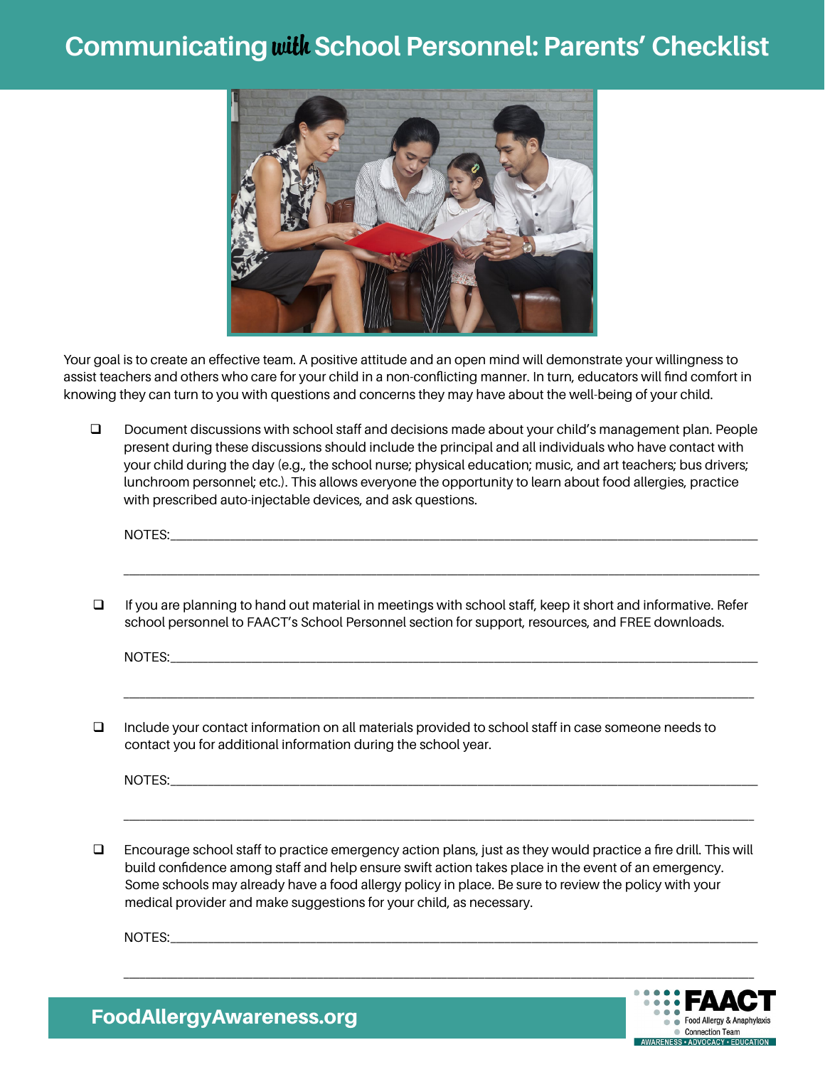# Communicating *with* School Personnel: Parents' Checklist

Your goal is to create an effective team. A positive attitude and an open mind will demonstrate your willingness to assist teachers and others who care for your child in a non-conflicting manner. In turn, educators will find comfort in knowing they can turn to you with questions and concerns they may have about the well-being of your child.

- [ ] Document discussions with school staff and decisions made about your child's management plan. People present during these discussions should include the principal and all individuals who have contact with your child during the day (e.g., the school nurse; physical education; music, and art teachers; bus drivers; lunchroom personnel; etc.). This allows everyone the opportunity to learn about food allergies, practice with prescribed auto-injectable devices, and ask questions.

  NOTES:______________________________________________________________________________

  ____________________________________________________________________________________

- [ ] If you are planning to hand out material in meetings with school staff, keep it short and informative. Refer school personnel to FAACT's School Personnel section for support, resources, and FREE downloads.

  NOTES:______________________________________________________________________________

  ____________________________________________________________________________________

- [ ] Include your contact information on all materials provided to school staff in case someone needs to contact you for additional information during the school year.

  NOTES:______________________________________________________________________________

  ____________________________________________________________________________________

- [ ] Encourage school staff to practice emergency action plans, just as they would practice a fire drill. This will build confidence among staff and help ensure swift action takes place in the event of an emergency. Some schools may already have a food allergy policy in place. Be sure to review the policy with your medical provider and make suggestions for your child, as necessary.

  NOTES:______________________________________________________________________________

  ____________________________________________________________________________________

FoodAllergyAwareness.org

FAACT Food Allergy & Anaphylaxis Connection Team
AWARENESS • ADVOCACY • EDUCATION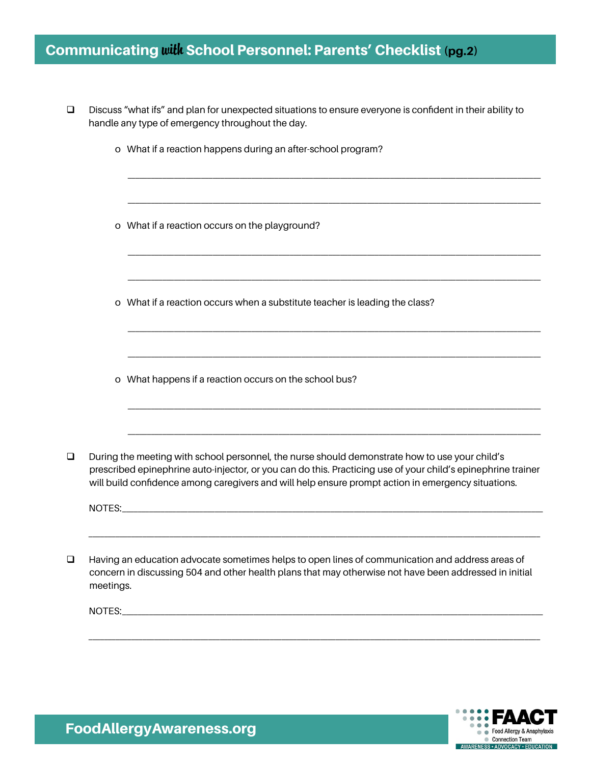# Communicating *with* School Personnel: Parents' Checklist (pg.2)

- ❑ Discuss "what ifs" and plan for unexpected situations to ensure everyone is confident in their ability to handle any type of emergency throughout the day.

  - o What if a reaction happens during an after-school program?

    ______________________________________________________________________

    ______________________________________________________________________

  - o What if a reaction occurs on the playground?

    ______________________________________________________________________

    ______________________________________________________________________

  - o What if a reaction occurs when a substitute teacher is leading the class?

    ______________________________________________________________________

    ______________________________________________________________________

  - o What happens if a reaction occurs on the school bus?

    ______________________________________________________________________

    ______________________________________________________________________

- ❑ During the meeting with school personnel, the nurse should demonstrate how to use your child's prescribed epinephrine auto-injector, or you can do this. Practicing use of your child's epinephrine trainer will build confidence among caregivers and will help ensure prompt action in emergency situations.

  NOTES:______________________________________________________________________

  ______________________________________________________________________

- ❑ Having an education advocate sometimes helps to open lines of communication and address areas of concern in discussing 504 and other health plans that may otherwise not have been addressed in initial meetings.

  NOTES:______________________________________________________________________

  ______________________________________________________________________

FoodAllergyAwareness.org

FAACT Food Allergy & Anaphylaxis Connection Team
AWARENESS • ADVOCACY • EDUCATION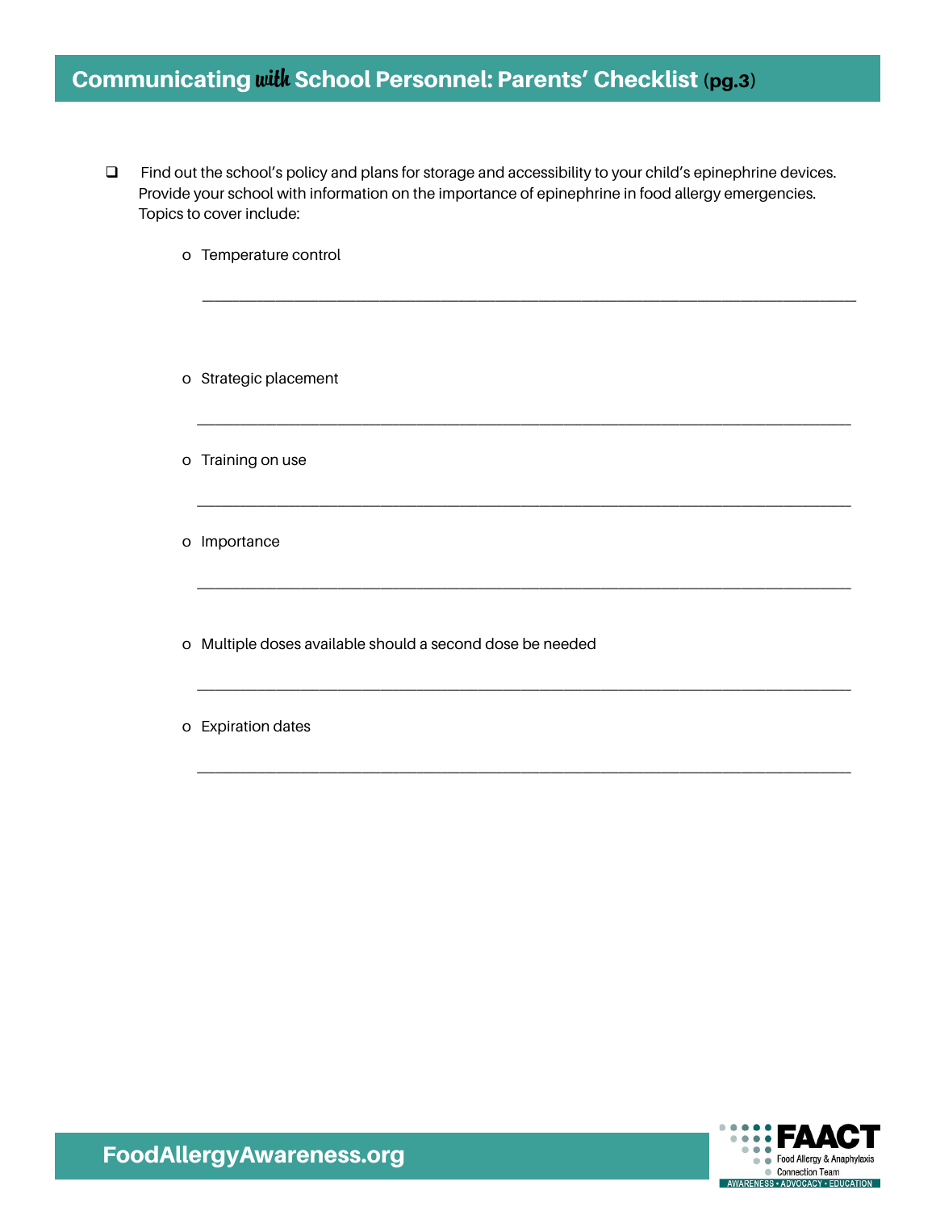## Communicating *with* School Personnel: Parents' Checklist (pg.3)

- [ ] Find out the school's policy and plans for storage and accessibility to your child's epinephrine devices. Provide your school with information on the importance of epinephrine in food allergy emergencies. Topics to cover include:

  - Temperature control

    ______________________________________________________________________________

  - Strategic placement

    ______________________________________________________________________________

  - Training on use

    ______________________________________________________________________________

  - Importance

    ______________________________________________________________________________

  - Multiple doses available should a second dose be needed

    ______________________________________________________________________________

  - Expiration dates

    ______________________________________________________________________________